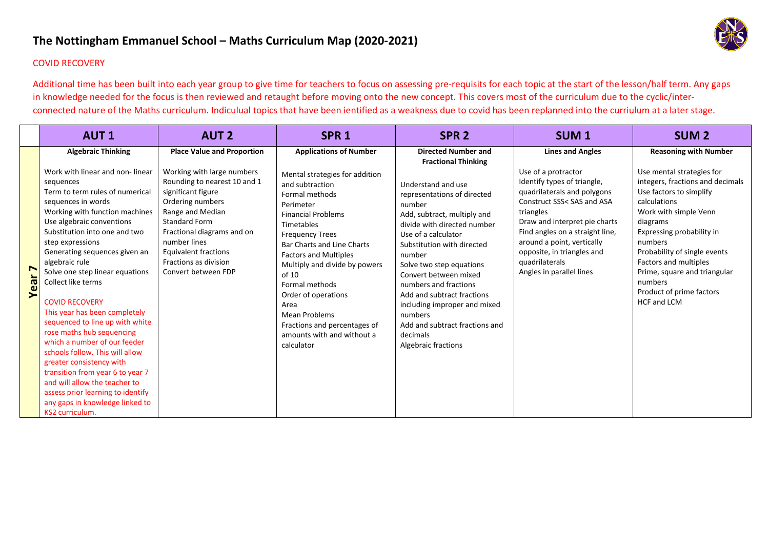# The Nottingham Emmanuel School – Maths Curriculum Map (2020-2021)

COVID RECOVERY

Additional time has been built into each year group to give time for teachers to focus on assessing pre-requisits for each topic at the start of the lesson/half term. Any gaps in knowledge needed for the focus is then reviewed and retaught before moving onto the new concept. This covers most of the curriculum due to the cyclic/inter-connected nature of the Maths curriculum. Indiculual topics that have been ientified as a weakness due to covid has been replanned into the curriulum at a later stage.

| | AUT 1 | AUT 2 | SPR 1 | SPR 2 | SUM 1 | SUM 2 |
|---|---|---|---|---|---|---|
| Year 7 | **Algebraic Thinking**<br><br>Work with linear and non- linear sequences<br>Term to term rules of numerical sequences in words<br>Working with function machines<br>Use algebraic conventions<br>Substitution into one and two step expressions<br>Generating sequences given an algebraic rule<br>Solve one step linear equations<br>Collect like terms<br><br>COVID RECOVERY<br>This year has been completely sequenced to line up with white rose maths hub sequencing which a number of our feeder schools follow. This will allow greater consistency with transition from year 6 to year 7 and will allow the teacher to assess prior learning to identify any gaps in knowledge linked to KS2 curriculum. | **Place Value and Proportion**<br><br>Working with large numbers<br>Rounding to nearest 10 and 1 significant figure<br>Ordering numbers<br>Range and Median<br>Standard Form<br>Fractional diagrams and on number lines<br>Equivalent fractions<br>Fractions as division<br>Convert between FDP | **Applications of Number**<br><br>Mental strategies for addition and subtraction<br>Formal methods<br>Perimeter<br>Financial Problems<br>Timetables<br>Frequency Trees<br>Bar Charts and Line Charts<br>Factors and Multiples<br>Multiply and divide by powers of 10<br>Formal methods<br>Order of operations<br>Area<br>Mean Problems<br>Fractions and percentages of amounts with and without a calculator | **Directed Number and Fractional Thinking**<br><br>Understand and use representations of directed number<br>Add, subtract, multiply and divide with directed number<br>Use of a calculator<br>Substitution with directed number<br>Solve two step equations<br>Convert between mixed numbers and fractions<br>Add and subtract fractions including improper and mixed numbers<br>Add and subtract fractions and decimals<br>Algebraic fractions | **Lines and Angles**<br><br>Use of a protractor<br>Identify types of triangle, quadrilaterals and polygons<br>Construct SSS< SAS and ASA triangles<br>Draw and interpret pie charts<br>Find angles on a straight line, around a point, vertically opposite, in triangles and quadrilaterals<br>Angles in parallel lines | **Reasoning with Number**<br><br>Use mental strategies for integers, fractions and decimals<br>Use factors to simplify calculations<br>Work with simple Venn diagrams<br>Expressing probability in numbers<br>Probability of single events<br>Factors and multiples<br>Prime, square and triangular numbers<br>Product of prime factors<br>HCF and LCM |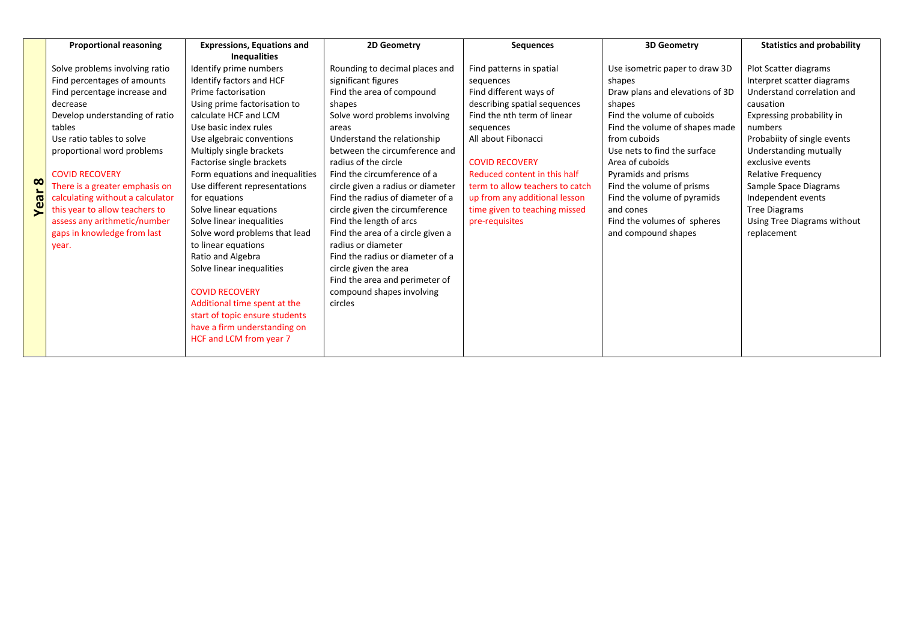| | Proportional reasoning | Expressions, Equations and Inequalities | 2D Geometry | Sequences | 3D Geometry | Statistics and probability |
|---|---|---|---|---|---|---|
| **Year 8** | Solve problems involving ratio<br>Find percentages of amounts<br>Find percentage increase and decrease<br>Develop understanding of ratio tables<br>Use ratio tables to solve proportional word problems<br><br>COVID RECOVERY<br>There is a greater emphasis on calculating without a calculator this year to allow teachers to assess any arithmetic/number gaps in knowledge from last year. | Identify prime numbers<br>Identify factors and HCF<br>Prime factorisation<br>Using prime factorisation to calculate HCF and LCM<br>Use basic index rules<br>Use algebraic conventions<br>Multiply single brackets<br>Factorise single brackets<br>Form equations and inequalities<br>Use different representations for equations<br>Solve linear equations<br>Solve linear inequalities<br>Solve word problems that lead to linear equations<br>Ratio and Algebra<br>Solve linear inequalities<br><br>COVID RECOVERY<br>Additional time spent at the start of topic ensure students have a firm understanding on HCF and LCM from year 7 | Rounding to decimal places and significant figures<br>Find the area of compound shapes<br>Solve word problems involving areas<br>Understand the relationship between the circumference and radius of the circle<br>Find the circumference of a circle given a radius or diameter<br>Find the radius of diameter of a circle given the circumference<br>Find the length of arcs<br>Find the area of a circle given a radius or diameter<br>Find the radius or diameter of a circle given the area<br>Find the area and perimeter of compound shapes involving circles | Find patterns in spatial sequences<br>Find different ways of describing spatial sequences<br>Find the nth term of linear sequences<br>All about Fibonacci<br><br>COVID RECOVERY<br>Reduced content in this half term to allow teachers to catch up from any additional lesson time given to teaching missed pre-requisites | Use isometric paper to draw 3D shapes<br>Draw plans and elevations of 3D shapes<br>Find the volume of cuboids<br>Find the volume of shapes made from cuboids<br>Use nets to find the surface Area of cuboids<br>Pyramids and prisms<br>Find the volume of prisms<br>Find the volume of pyramids and cones<br>Find the volumes of spheres and compound shapes | Plot Scatter diagrams<br>Interpret scatter diagrams<br>Understand correlation and causation<br>Expressing probability in numbers<br>Probabiity of single events<br>Understanding mutually exclusive events<br>Relative Frequency<br>Sample Space Diagrams<br>Independent events<br>Tree Diagrams<br>Using Tree Diagrams without replacement |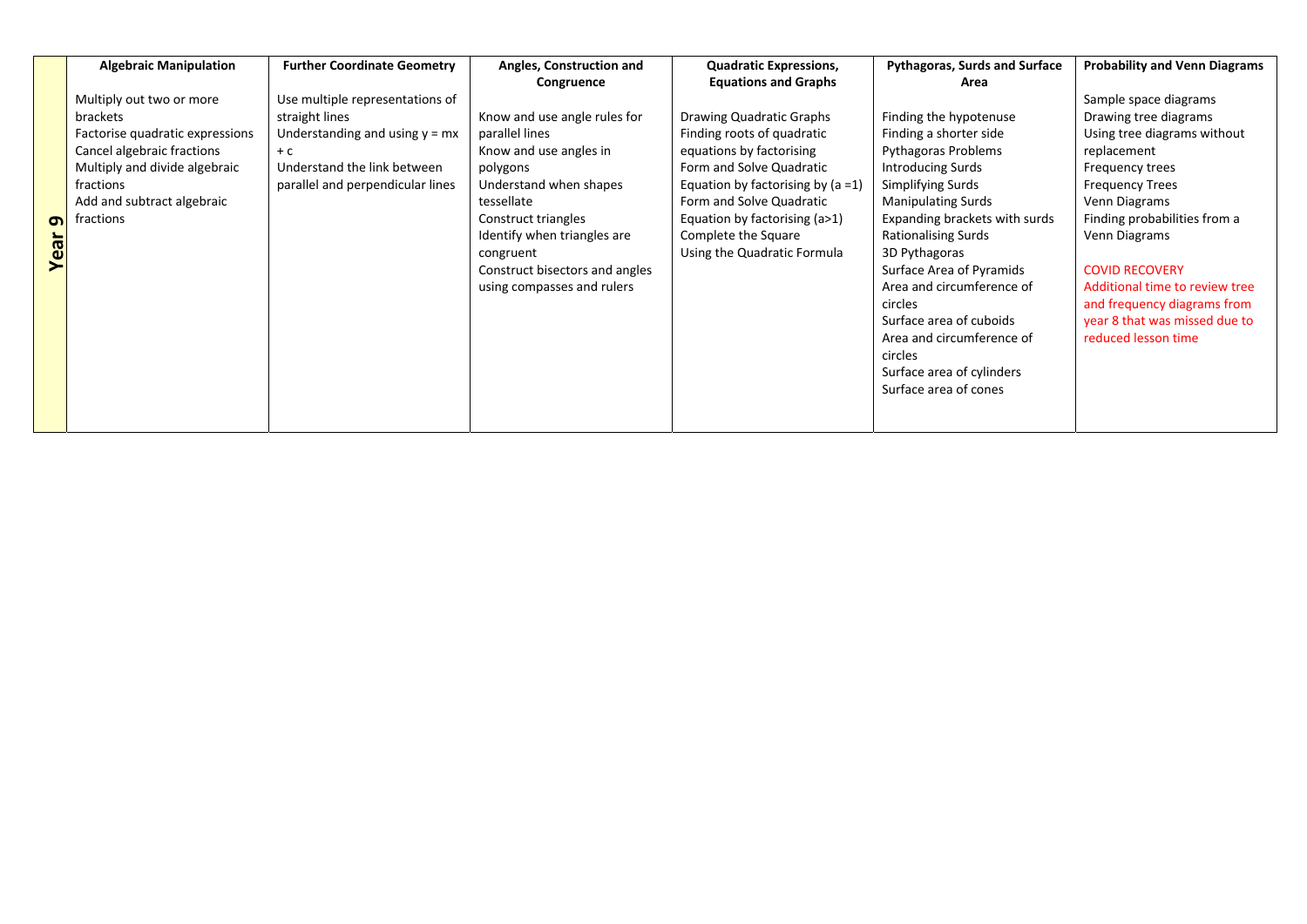| | Algebraic Manipulation | Further Coordinate Geometry | Angles, Construction and Congruence | Quadratic Expressions, Equations and Graphs | Pythagoras, Surds and Surface Area | Probability and Venn Diagrams |
|---|---|---|---|---|---|---|
| **Year 9** | Multiply out two or more brackets<br>Factorise quadratic expressions<br>Cancel algebraic fractions<br>Multiply and divide algebraic fractions<br>Add and subtract algebraic fractions | Use multiple representations of straight lines<br>Understanding and using $y = mx + c$<br>Understand the link between parallel and perpendicular lines | Know and use angle rules for parallel lines<br>Know and use angles in polygons<br>Understand when shapes tessellate<br>Construct triangles<br>Identify when triangles are congruent<br>Construct bisectors and angles using compasses and rulers | Drawing Quadratic Graphs<br>Finding roots of quadratic equations by factorising<br>Form and Solve Quadratic Equation by factorising by ($a = 1$)<br>Form and Solve Quadratic Equation by factorising ($a > 1$)<br>Complete the Square<br>Using the Quadratic Formula | Finding the hypotenuse<br>Finding a shorter side<br>Pythagoras Problems<br>Introducing Surds<br>Simplifying Surds<br>Manipulating Surds<br>Expanding brackets with surds<br>Rationalising Surds<br>3D Pythagoras<br>Surface Area of Pyramids<br>Area and circumference of circles<br>Surface area of cuboids<br>Area and circumference of circles<br>Surface area of cylinders<br>Surface area of cones | Sample space diagrams<br>Drawing tree diagrams<br>Using tree diagrams without replacement<br>Frequency trees<br>Frequency Trees<br>Venn Diagrams<br>Finding probabilities from a Venn Diagrams<br><br>COVID RECOVERY<br>Additional time to review tree and frequency diagrams from year 8 that was missed due to reduced lesson time |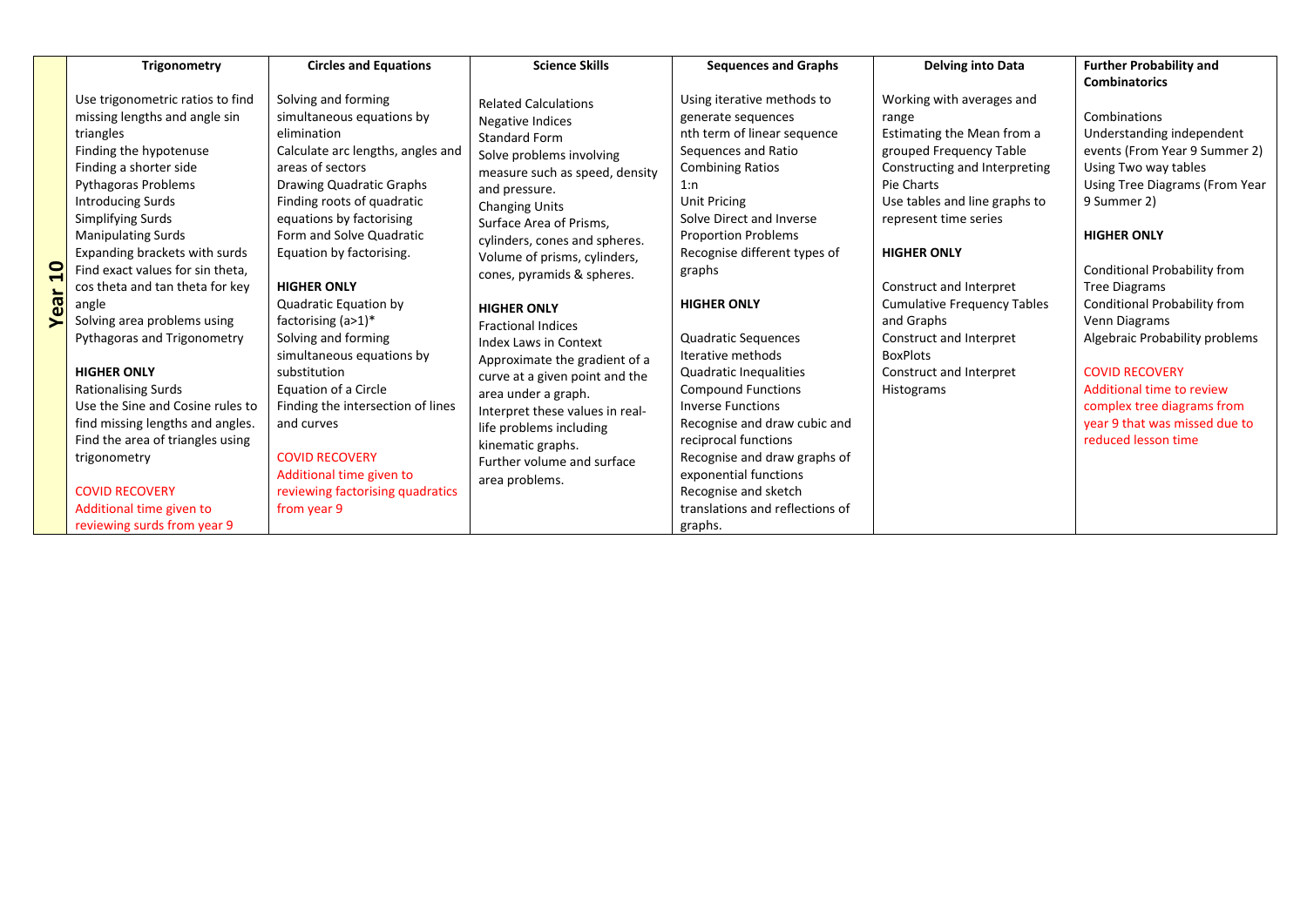| | Trigonometry | Circles and Equations | Science Skills | Sequences and Graphs | Delving into Data | Further Probability and Combinatorics |
|---|---|---|---|---|---|---|
| **Year 10** | Use trigonometric ratios to find missing lengths and angle sin triangles<br>Finding the hypotenuse<br>Finding a shorter side<br>Pythagoras Problems<br>Introducing Surds<br>Simplifying Surds<br>Manipulating Surds<br>Expanding brackets with surds<br>Find exact values for sin theta, cos theta and tan theta for key angle<br>Solving area problems using Pythagoras and Trigonometry<br><br>**HIGHER ONLY**<br>Rationalising Surds<br>Use the Sine and Cosine rules to find missing lengths and angles.<br>Find the area of triangles using trigonometry<br><br>COVID RECOVERY<br>Additional time given to reviewing surds from year 9 | Solving and forming simultaneous equations by elimination<br>Calculate arc lengths, angles and areas of sectors<br>Drawing Quadratic Graphs<br>Finding roots of quadratic equations by factorising<br>Form and Solve Quadratic Equation by factorising.<br><br>**HIGHER ONLY**<br>Quadratic Equation by factorising (a>1)*<br>Solving and forming simultaneous equations by substitution<br>Equation of a Circle<br>Finding the intersection of lines and curves<br><br>COVID RECOVERY<br>Additional time given to reviewing factorising quadratics from year 9 | Related Calculations<br>Negative Indices<br>Standard Form<br>Solve problems involving measure such as speed, density and pressure.<br>Changing Units<br>Surface Area of Prisms, cylinders, cones and spheres.<br>Volume of prisms, cylinders, cones, pyramids & spheres.<br><br>**HIGHER ONLY**<br>Fractional Indices<br>Index Laws in Context<br>Approximate the gradient of a curve at a given point and the area under a graph.<br>Interpret these values in real-life problems including kinematic graphs.<br>Further volume and surface area problems. | Using iterative methods to generate sequences<br>nth term of linear sequence<br>Sequences and Ratio<br>Combining Ratios<br>1:n<br>Unit Pricing<br>Solve Direct and Inverse Proportion Problems<br>Recognise different types of graphs<br><br>**HIGHER ONLY**<br><br>Quadratic Sequences<br>Iterative methods<br>Quadratic Inequalities<br>Compound Functions<br>Inverse Functions<br>Recognise and draw cubic and reciprocal functions<br>Recognise and draw graphs of exponential functions<br>Recognise and sketch translations and reflections of graphs. | Working with averages and range<br>Estimating the Mean from a grouped Frequency Table<br>Constructing and Interpreting Pie Charts<br>Use tables and line graphs to represent time series<br><br>**HIGHER ONLY**<br><br>Construct and Interpret Cumulative Frequency Tables and Graphs<br>Construct and Interpret BoxPlots<br>Construct and Interpret Histograms | Combinations<br>Understanding independent events (From Year 9 Summer 2)<br>Using Two way tables<br>Using Tree Diagrams (From Year 9 Summer 2)<br><br>**HIGHER ONLY**<br><br>Conditional Probability from Tree Diagrams<br>Conditional Probability from Venn Diagrams<br>Algebraic Probability problems<br><br>COVID RECOVERY<br>Additional time to review complex tree diagrams from year 9 that was missed due to reduced lesson time |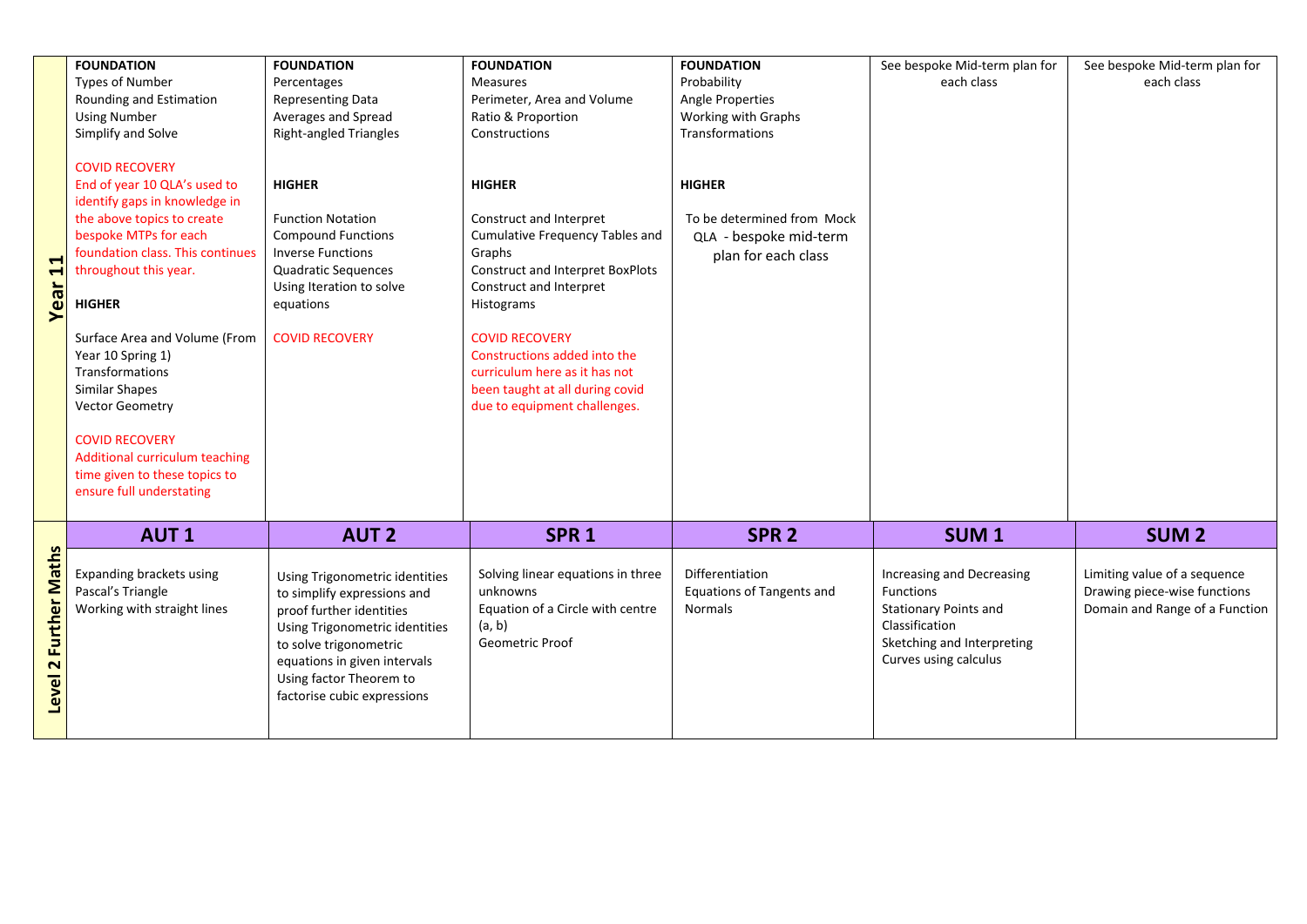| | | | | | | |
|---|---|---|---|---|---|---|
| **Year 11** | **FOUNDATION**<br>Types of Number<br>Rounding and Estimation<br>Using Number<br>Simplify and Solve<br><br>COVID RECOVERY<br>End of year 10 QLA's used to identify gaps in knowledge in the above topics to create bespoke MTPs for each foundation class. This continues throughout this year.<br><br>**HIGHER**<br><br>Surface Area and Volume (From Year 10 Spring 1)<br>Transformations<br>Similar Shapes<br>Vector Geometry<br><br>COVID RECOVERY<br>Additional curriculum teaching time given to these topics to ensure full understating | **FOUNDATION**<br>Percentages<br>Representing Data<br>Averages and Spread<br>Right-angled Triangles<br><br>**HIGHER**<br><br>Function Notation<br>Compound Functions<br>Inverse Functions<br>Quadratic Sequences<br>Using Iteration to solve equations<br><br>COVID RECOVERY | **FOUNDATION**<br>Measures<br>Perimeter, Area and Volume<br>Ratio & Proportion<br>Constructions<br><br>**HIGHER**<br><br>Construct and Interpret Cumulative Frequency Tables and Graphs<br>Construct and Interpret BoxPlots<br>Construct and Interpret Histograms<br><br>COVID RECOVERY<br>Constructions added into the curriculum here as it has not been taught at all during covid due to equipment challenges. | **FOUNDATION**<br>Probability<br>Angle Properties<br>Working with Graphs<br>Transformations<br><br>**HIGHER**<br><br>To be determined from Mock QLA - bespoke mid-term plan for each class | See bespoke Mid-term plan for each class | See bespoke Mid-term plan for each class |
| | **AUT 1** | **AUT 2** | **SPR 1** | **SPR 2** | **SUM 1** | **SUM 2** |
| **Level 2 Further Maths** | Expanding brackets using Pascal's Triangle<br>Working with straight lines | Using Trigonometric identities to simplify expressions and proof further identities<br>Using Trigonometric identities to solve trigonometric equations in given intervals<br>Using factor Theorem to factorise cubic expressions | Solving linear equations in three unknowns<br>Equation of a Circle with centre (a, b)<br>Geometric Proof | Differentiation<br>Equations of Tangents and Normals | Increasing and Decreasing Functions<br>Stationary Points and Classification<br>Sketching and Interpreting Curves using calculus | Limiting value of a sequence<br>Drawing piece-wise functions<br>Domain and Range of a Function |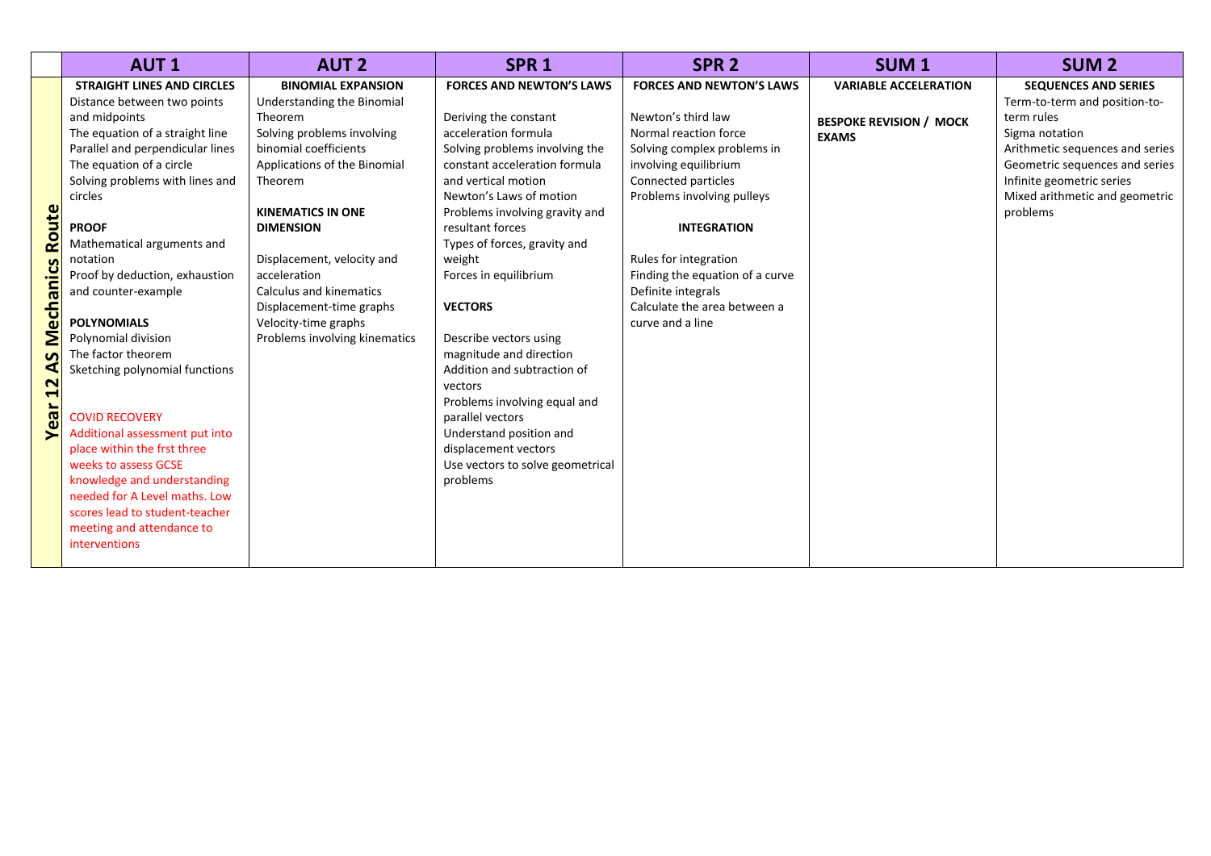| | AUT 1 | AUT 2 | SPR 1 | SPR 2 | SUM 1 | SUM 2 |
|---|---|---|---|---|---|---|
| **Year 12 AS Mechanics Route** | **STRAIGHT LINES AND CIRCLES**<br>Distance between two points and midpoints<br>The equation of a straight line<br>Parallel and perpendicular lines<br>The equation of a circle<br>Solving problems with lines and circles<br><br>**PROOF**<br>Mathematical arguments and notation<br>Proof by deduction, exhaustion and counter-example<br><br>**POLYNOMIALS**<br>Polynomial division<br>The factor theorem<br>Sketching polynomial functions<br><br>COVID RECOVERY<br>Additional assessment put into place within the frst three weeks to assess GCSE knowledge and understanding needed for A Level maths. Low scores lead to student-teacher meeting and attendance to interventions | **BINOMIAL EXPANSION**<br>Understanding the Binomial Theorem<br>Solving problems involving binomial coefficients<br>Applications of the Binomial Theorem<br><br>**KINEMATICS IN ONE DIMENSION**<br><br>Displacement, velocity and acceleration<br>Calculus and kinematics<br>Displacement-time graphs<br>Velocity-time graphs<br>Problems involving kinematics | **FORCES AND NEWTON'S LAWS**<br><br>Deriving the constant acceleration formula<br>Solving problems involving the constant acceleration formula and vertical motion<br>Newton's Laws of motion<br>Problems involving gravity and resultant forces<br>Types of forces, gravity and weight<br>Forces in equilibrium<br><br>**VECTORS**<br><br>Describe vectors using magnitude and direction<br>Addition and subtraction of vectors<br>Problems involving equal and parallel vectors<br>Understand position and displacement vectors<br>Use vectors to solve geometrical problems | **FORCES AND NEWTON'S LAWS**<br><br>Newton's third law<br>Normal reaction force<br>Solving complex problems in involving equilibrium<br>Connected particles<br>Problems involving pulleys<br><br>**INTEGRATION**<br><br>Rules for integration<br>Finding the equation of a curve<br>Definite integrals<br>Calculate the area between a curve and a line | **VARIABLE ACCELERATION**<br><br>**BESPOKE REVISION / MOCK EXAMS** | **SEQUENCES AND SERIES**<br>Term-to-term and position-to-term rules<br>Sigma notation<br>Arithmetic sequences and series<br>Geometric sequences and series<br>Infinite geometric series<br>Mixed arithmetic and geometric problems |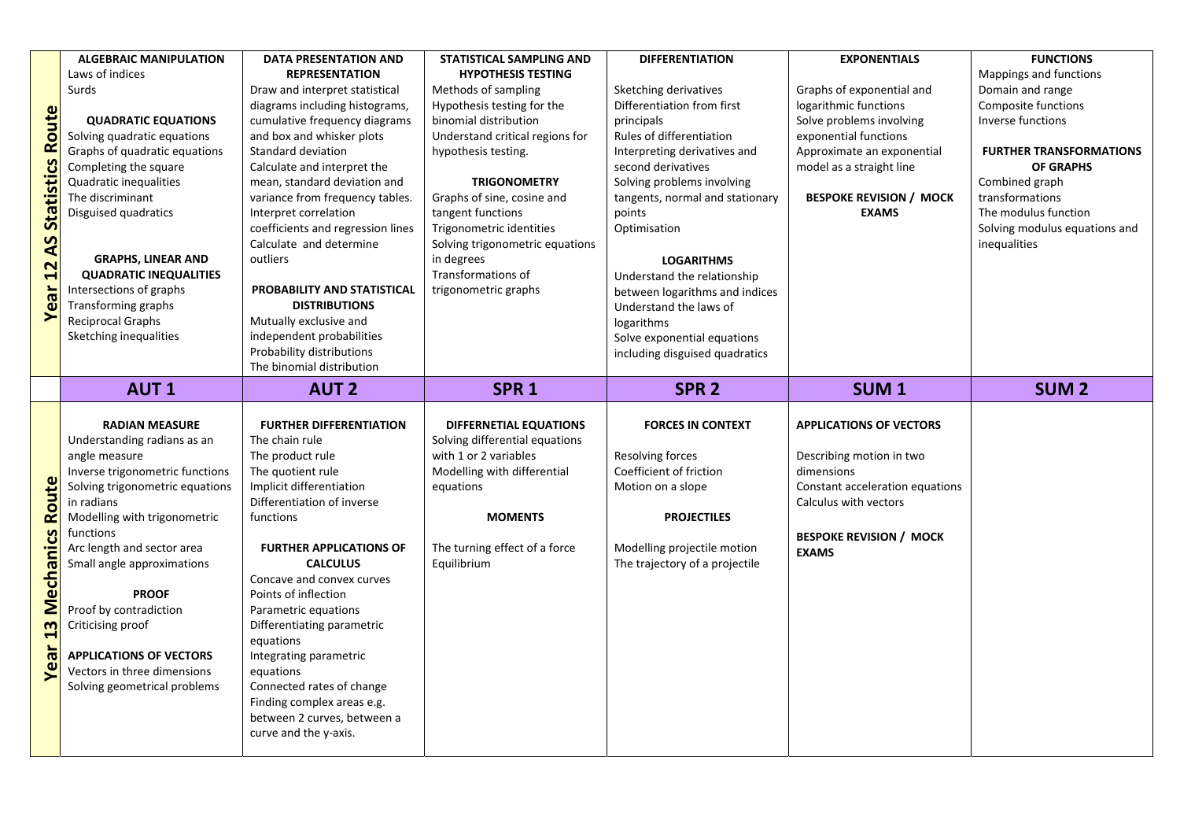| | AUT 1 | AUT 2 | SPR 1 | SPR 2 | SUM 1 | SUM 2 |
|---|---|---|---|---|---|---|
| **Year 12 AS Statistics Route** | **ALGEBRAIC MANIPULATION**<br>Laws of indices<br>Surds<br><br>**QUADRATIC EQUATIONS**<br>Solving quadratic equations<br>Graphs of quadratic equations<br>Completing the square<br>Quadratic inequalities<br>The discriminant<br>Disguised quadratics<br><br>**GRAPHS, LINEAR AND QUADRATIC INEQUALITIES**<br>Intersections of graphs<br>Transforming graphs<br>Reciprocal Graphs<br>Sketching inequalities | **DATA PRESENTATION AND REPRESENTATION**<br>Draw and interpret statistical diagrams including histograms, cumulative frequency diagrams and box and whisker plots<br>Standard deviation<br>Calculate and interpret the mean, standard deviation and variance from frequency tables.<br>Interpret correlation coefficients and regression lines<br>Calculate and determine outliers<br><br>**PROBABILITY AND STATISTICAL DISTRIBUTIONS**<br>Mutually exclusive and independent probabilities<br>Probability distributions<br>The binomial distribution | **STATISTICAL SAMPLING AND HYPOTHESIS TESTING**<br>Methods of sampling<br>Hypothesis testing for the binomial distribution<br>Understand critical regions for hypothesis testing.<br><br>**TRIGONOMETRY**<br>Graphs of sine, cosine and tangent functions<br>Trigonometric identities<br>Solving trigonometric equations in degrees<br>Transformations of trigonometric graphs | **DIFFERENTIATION**<br>Sketching derivatives<br>Differentiation from first principals<br>Rules of differentiation<br>Interpreting derivatives and second derivatives<br>Solving problems involving tangents, normal and stationary points<br>Optimisation<br><br>**LOGARITHMS**<br>Understand the relationship between logarithms and indices<br>Understand the laws of logarithms<br>Solve exponential equations including disguised quadratics | **EXPONENTIALS**<br>Graphs of exponential and logarithmic functions<br>Solve problems involving exponential functions<br>Approximate an exponential model as a straight line<br><br>**BESPOKE REVISION / MOCK EXAMS** | **FUNCTIONS**<br>Mappings and functions<br>Domain and range<br>Composite functions<br>Inverse functions<br><br>**FURTHER TRANSFORMATIONS OF GRAPHS**<br>Combined graph transformations<br>The modulus function<br>Solving modulus equations and inequalities |
| **Year 13 Mechanics Route** | **RADIAN MEASURE**<br>Understanding radians as an angle measure<br>Inverse trigonometric functions<br>Solving trigonometric equations in radians<br>Modelling with trigonometric functions<br>Arc length and sector area<br>Small angle approximations<br><br>**PROOF**<br>Proof by contradiction<br>Criticising proof<br><br>**APPLICATIONS OF VECTORS**<br>Vectors in three dimensions<br>Solving geometrical problems | **FURTHER DIFFERENTIATION**<br>The chain rule<br>The product rule<br>The quotient rule<br>Implicit differentiation<br>Differentiation of inverse functions<br><br>**FURTHER APPLICATIONS OF CALCULUS**<br>Concave and convex curves<br>Points of inflection<br>Parametric equations<br>Differentiating parametric equations<br>Integrating parametric equations<br>Connected rates of change<br>Finding complex areas e.g. between 2 curves, between a curve and the y-axis. | **DIFFERNETIAL EQUATIONS**<br>Solving differential equations with 1 or 2 variables<br>Modelling with differential equations<br><br>**MOMENTS**<br>The turning effect of a force<br>Equilibrium | **FORCES IN CONTEXT**<br>Resolving forces<br>Coefficient of friction<br>Motion on a slope<br><br>**PROJECTILES**<br>Modelling projectile motion<br>The trajectory of a projectile | **APPLICATIONS OF VECTORS**<br>Describing motion in two dimensions<br>Constant acceleration equations<br>Calculus with vectors<br><br>**BESPOKE REVISION / MOCK EXAMS** | |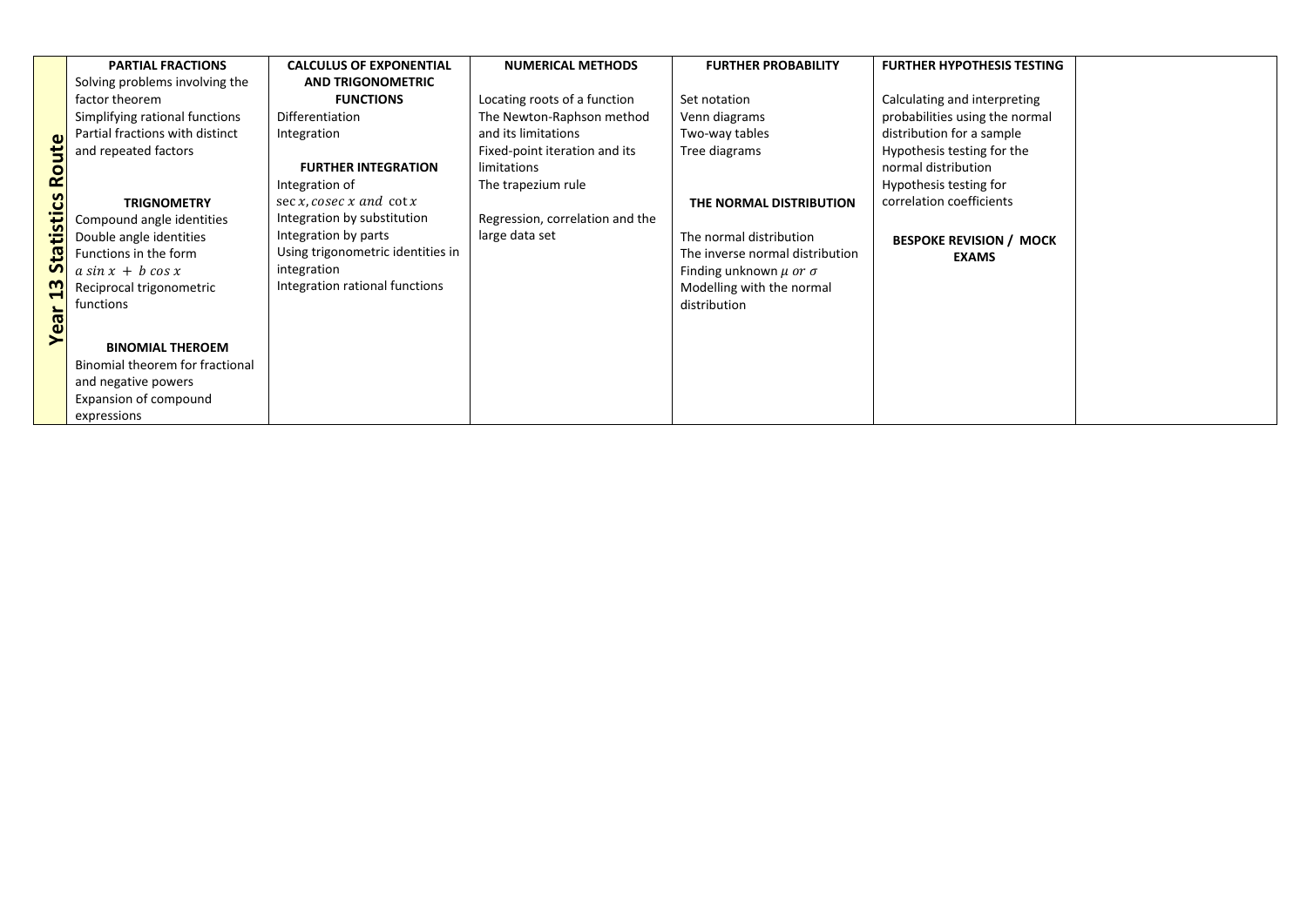| Year 13 Statistics Route | | | | | | |
|---|---|---|---|---|---|---|
| | **PARTIAL FRACTIONS**<br>Solving problems involving the factor theorem<br>Simplifying rational functions<br>Partial fractions with distinct and repeated factors<br><br>**TRIGNOMETRY**<br>Compound angle identities<br>Double angle identities<br>Functions in the form $a \sin x + b \cos x$<br>Reciprocal trigonometric functions<br><br>**BINOMIAL THEROEM**<br>Binomial theorem for fractional and negative powers<br>Expansion of compound expressions | **CALCULUS OF EXPONENTIAL AND TRIGONOMETRIC FUNCTIONS**<br>Differentiation<br>Integration<br><br>**FURTHER INTEGRATION**<br>Integration of $\sec x, cosec\ x\ and\ \cot x$<br>Integration by substitution<br>Integration by parts<br>Using trigonometric identities in integration<br>Integration rational functions | **NUMERICAL METHODS**<br><br>Locating roots of a function<br>The Newton-Raphson method and its limitations<br>Fixed-point iteration and its limitations<br>The trapezium rule<br><br>Regression, correlation and the large data set | **FURTHER PROBABILITY**<br><br>Set notation<br>Venn diagrams<br>Two-way tables<br>Tree diagrams<br><br>**THE NORMAL DISTRIBUTION**<br><br>The normal distribution<br>The inverse normal distribution<br>Finding unknown $\mu$ or $\sigma$<br>Modelling with the normal distribution | **FURTHER HYPOTHESIS TESTING**<br><br>Calculating and interpreting probabilities using the normal distribution for a sample<br>Hypothesis testing for the normal distribution<br>Hypothesis testing for correlation coefficients<br><br>**BESPOKE REVISION / MOCK EXAMS** | |